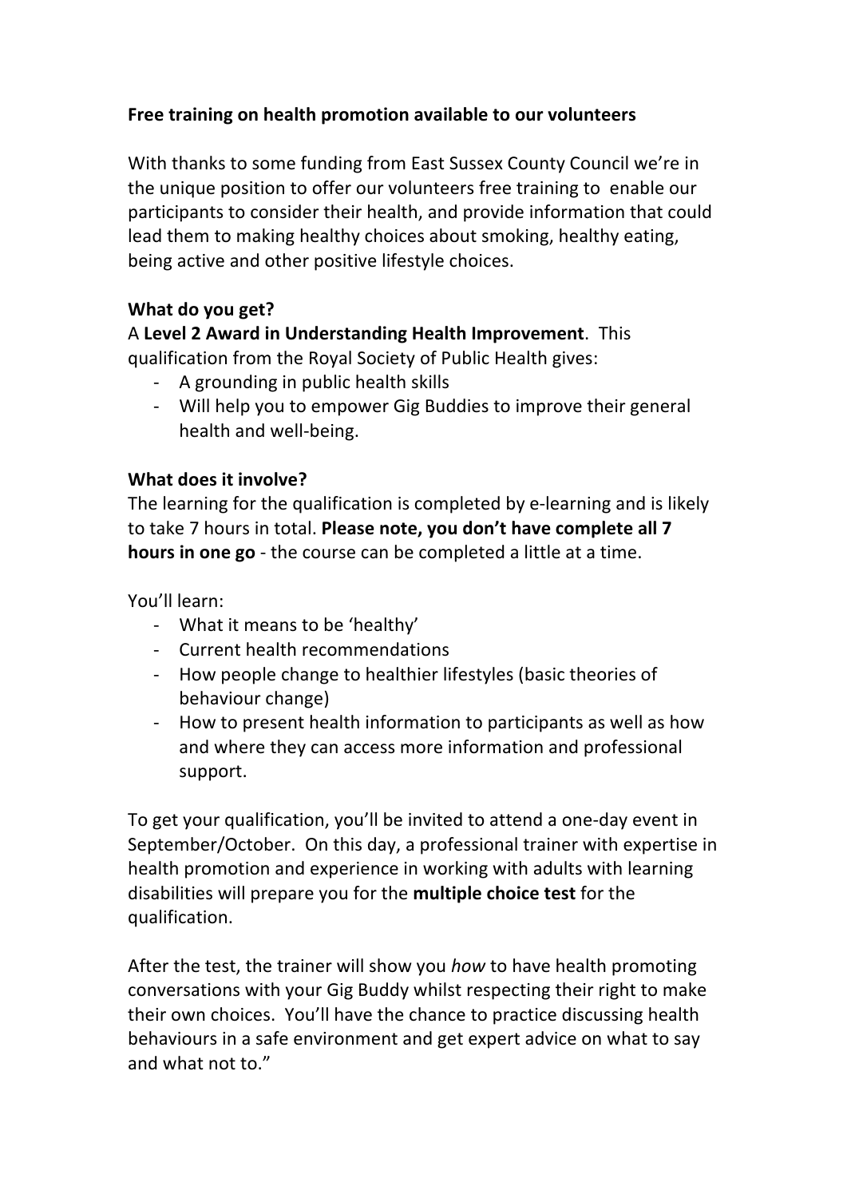**Free training on health promotion available to our volunteers**

With thanks to some funding from East Sussex County Council we're in the unique position to offer our volunteers free training to enable our participants to consider their health, and provide information that could lead them to making healthy choices about smoking, healthy eating, being active and other positive lifestyle choices.

**What do you get?**

A **Level 2 Award in Understanding Health Improvement**. This qualification from the Royal Society of Public Health gives:

- A grounding in public health skills
- Will help you to empower Gig Buddies to improve their general health and well-being.

**What does it involve?**

The learning for the qualification is completed by e-learning and is likely to take 7 hours in total. **Please note, you don't have complete all 7 hours in one go** - the course can be completed a little at a time.

You'll learn:

- What it means to be 'healthy'
- Current health recommendations
- How people change to healthier lifestyles (basic theories of behaviour change)
- How to present health information to participants as well as how and where they can access more information and professional support.

To get your qualification, you'll be invited to attend a one-day event in September/October. On this day, a professional trainer with expertise in health promotion and experience in working with adults with learning disabilities will prepare you for the **multiple choice test** for the qualification.

After the test, the trainer will show you *how* to have health promoting conversations with your Gig Buddy whilst respecting their right to make their own choices. You'll have the chance to practice discussing health behaviours in a safe environment and get expert advice on what to say and what not to."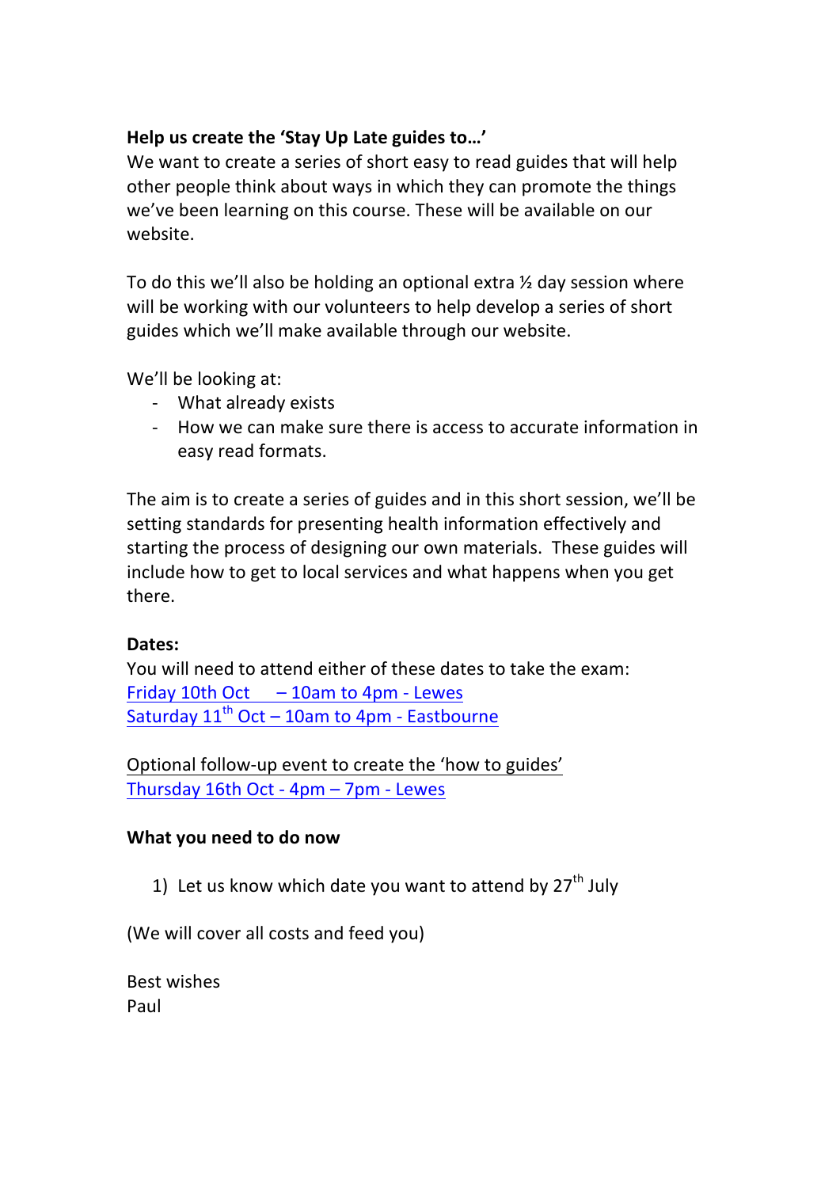**Help us create the 'Stay Up Late guides to…'**

We want to create a series of short easy to read guides that will help other people think about ways in which they can promote the things we've been learning on this course. These will be available on our website.

To do this we'll also be holding an optional extra ½ day session where will be working with our volunteers to help develop a series of short guides which we'll make available through our website.

We'll be looking at:

- What already exists
- How we can make sure there is access to accurate information in easy read formats.

The aim is to create a series of guides and in this short session, we'll be setting standards for presenting health information effectively and starting the process of designing our own materials. These guides will include how to get to local services and what happens when you get there.

**Dates:**

You will need to attend either of these dates to take the exam:

Friday 10th Oct – 10am to 4pm - Lewes

Saturday 11th Oct – 10am to 4pm - Eastbourne

Optional follow-up event to create the 'how to guides'

Thursday 16th Oct - 4pm – 7pm - Lewes

**What you need to do now**

1) Let us know which date you want to attend by 27th July

(We will cover all costs and feed you)

Best wishes

Paul